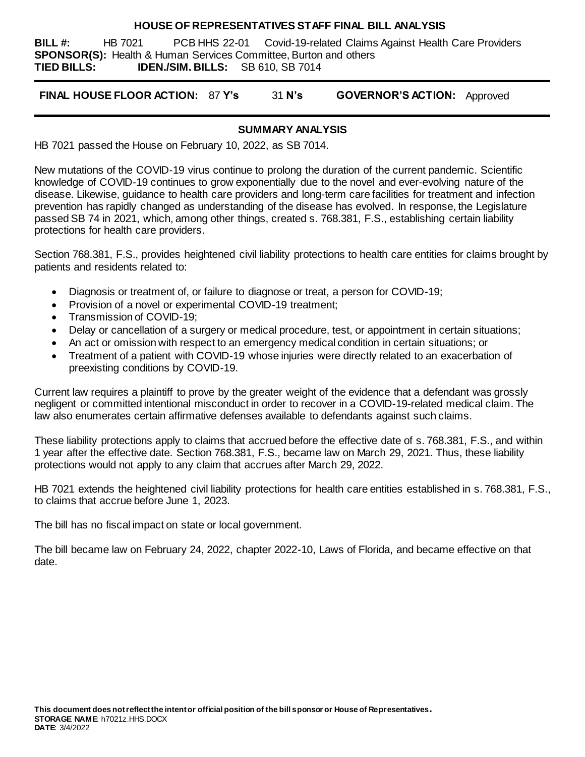# HOUSE OF REPRESENTATIVES STAFF FINAL BILL ANALYSIS

**BILL #:** HB 7021 PCB HHS 22-01 Covid-19-related Claims Against Health Care Providers
**SPONSOR(S):** Health & Human Services Committee, Burton and others
**TIED BILLS:** **IDEN./SIM. BILLS:** SB 610, SB 7014

**FINAL HOUSE FLOOR ACTION:** 87 **Y's** 31 **N's** **GOVERNOR'S ACTION:** Approved

## SUMMARY ANALYSIS

HB 7021 passed the House on February 10, 2022, as SB 7014.

New mutations of the COVID-19 virus continue to prolong the duration of the current pandemic. Scientific knowledge of COVID-19 continues to grow exponentially due to the novel and ever-evolving nature of the disease. Likewise, guidance to health care providers and long-term care facilities for treatment and infection prevention has rapidly changed as understanding of the disease has evolved. In response, the Legislature passed SB 74 in 2021, which, among other things, created s. 768.381, F.S., establishing certain liability protections for health care providers.

Section 768.381, F.S., provides heightened civil liability protections to health care entities for claims brought by patients and residents related to:

- Diagnosis or treatment of, or failure to diagnose or treat, a person for COVID-19;
- Provision of a novel or experimental COVID-19 treatment;
- Transmission of COVID-19;
- Delay or cancellation of a surgery or medical procedure, test, or appointment in certain situations;
- An act or omission with respect to an emergency medical condition in certain situations; or
- Treatment of a patient with COVID-19 whose injuries were directly related to an exacerbation of preexisting conditions by COVID-19.

Current law requires a plaintiff to prove by the greater weight of the evidence that a defendant was grossly negligent or committed intentional misconduct in order to recover in a COVID-19-related medical claim. The law also enumerates certain affirmative defenses available to defendants against such claims.

These liability protections apply to claims that accrued before the effective date of s. 768.381, F.S., and within 1 year after the effective date. Section 768.381, F.S., became law on March 29, 2021. Thus, these liability protections would not apply to any claim that accrues after March 29, 2022.

HB 7021 extends the heightened civil liability protections for health care entities established in s. 768.381, F.S., to claims that accrue before June 1, 2023.

The bill has no fiscal impact on state or local government.

The bill became law on February 24, 2022, chapter 2022-10, Laws of Florida, and became effective on that date.

**This document does not reflect the intent or official position of the bill sponsor or House of Representatives.**
**STORAGE NAME**: h7021z.HHS.DOCX
**DATE**: 3/4/2022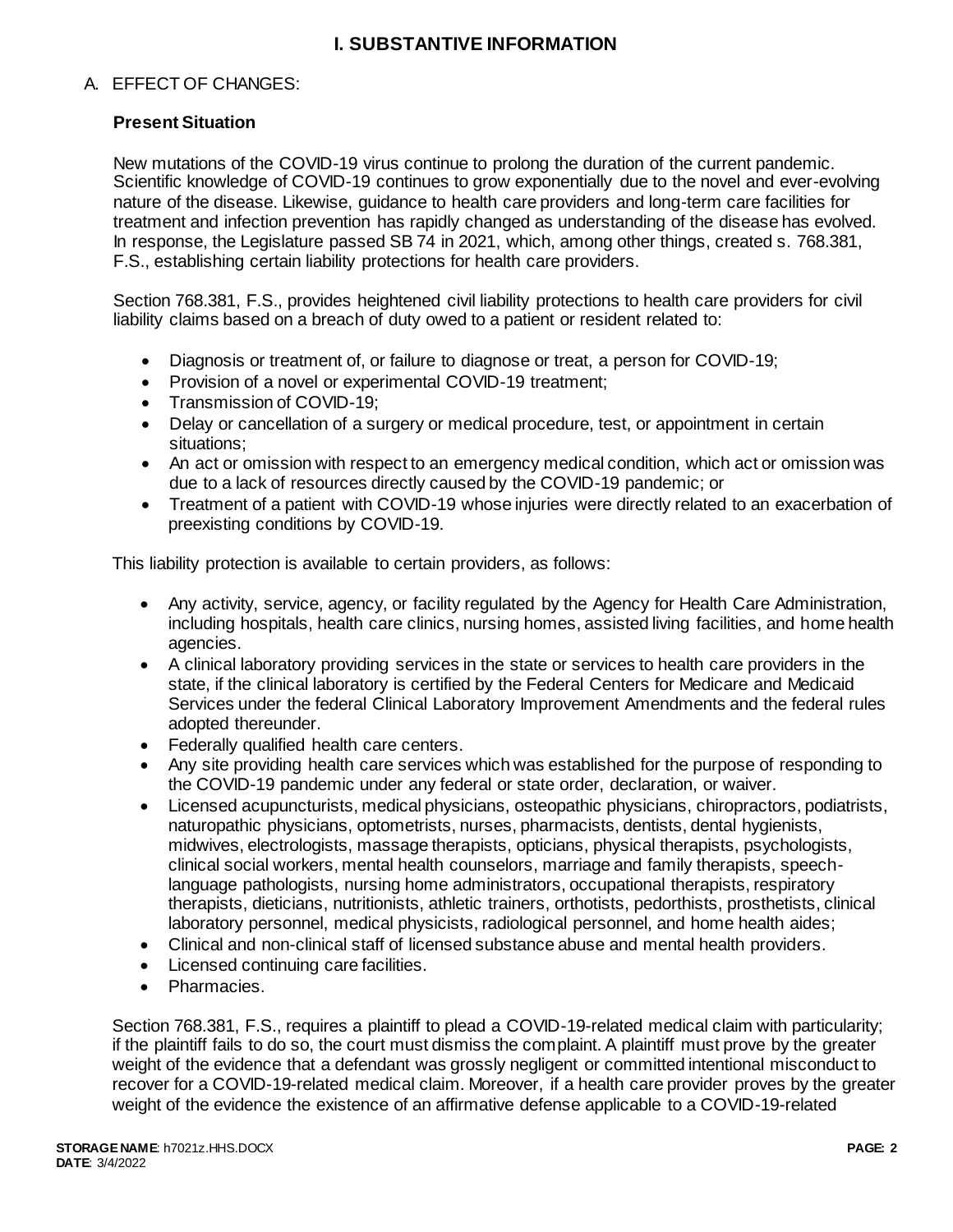# I. SUBSTANTIVE INFORMATION

## A. EFFECT OF CHANGES:

### Present Situation

New mutations of the COVID-19 virus continue to prolong the duration of the current pandemic. Scientific knowledge of COVID-19 continues to grow exponentially due to the novel and ever-evolving nature of the disease. Likewise, guidance to health care providers and long-term care facilities for treatment and infection prevention has rapidly changed as understanding of the disease has evolved. In response, the Legislature passed SB 74 in 2021, which, among other things, created s. 768.381, F.S., establishing certain liability protections for health care providers.

Section 768.381, F.S., provides heightened civil liability protections to health care providers for civil liability claims based on a breach of duty owed to a patient or resident related to:

- Diagnosis or treatment of, or failure to diagnose or treat, a person for COVID-19;
- Provision of a novel or experimental COVID-19 treatment;
- Transmission of COVID-19;
- Delay or cancellation of a surgery or medical procedure, test, or appointment in certain situations;
- An act or omission with respect to an emergency medical condition, which act or omission was due to a lack of resources directly caused by the COVID-19 pandemic; or
- Treatment of a patient with COVID-19 whose injuries were directly related to an exacerbation of preexisting conditions by COVID-19.

This liability protection is available to certain providers, as follows:

- Any activity, service, agency, or facility regulated by the Agency for Health Care Administration, including hospitals, health care clinics, nursing homes, assisted living facilities, and home health agencies.
- A clinical laboratory providing services in the state or services to health care providers in the state, if the clinical laboratory is certified by the Federal Centers for Medicare and Medicaid Services under the federal Clinical Laboratory Improvement Amendments and the federal rules adopted thereunder.
- Federally qualified health care centers.
- Any site providing health care services which was established for the purpose of responding to the COVID-19 pandemic under any federal or state order, declaration, or waiver.
- Licensed acupuncturists, medical physicians, osteopathic physicians, chiropractors, podiatrists, naturopathic physicians, optometrists, nurses, pharmacists, dentists, dental hygienists, midwives, electrologists, massage therapists, opticians, physical therapists, psychologists, clinical social workers, mental health counselors, marriage and family therapists, speech-language pathologists, nursing home administrators, occupational therapists, respiratory therapists, dieticians, nutritionists, athletic trainers, orthotists, pedorthists, prosthetists, clinical laboratory personnel, medical physicists, radiological personnel, and home health aides;
- Clinical and non-clinical staff of licensed substance abuse and mental health providers.
- Licensed continuing care facilities.
- Pharmacies.

Section 768.381, F.S., requires a plaintiff to plead a COVID-19-related medical claim with particularity; if the plaintiff fails to do so, the court must dismiss the complaint. A plaintiff must prove by the greater weight of the evidence that a defendant was grossly negligent or committed intentional misconduct to recover for a COVID-19-related medical claim. Moreover, if a health care provider proves by the greater weight of the evidence the existence of an affirmative defense applicable to a COVID-19-related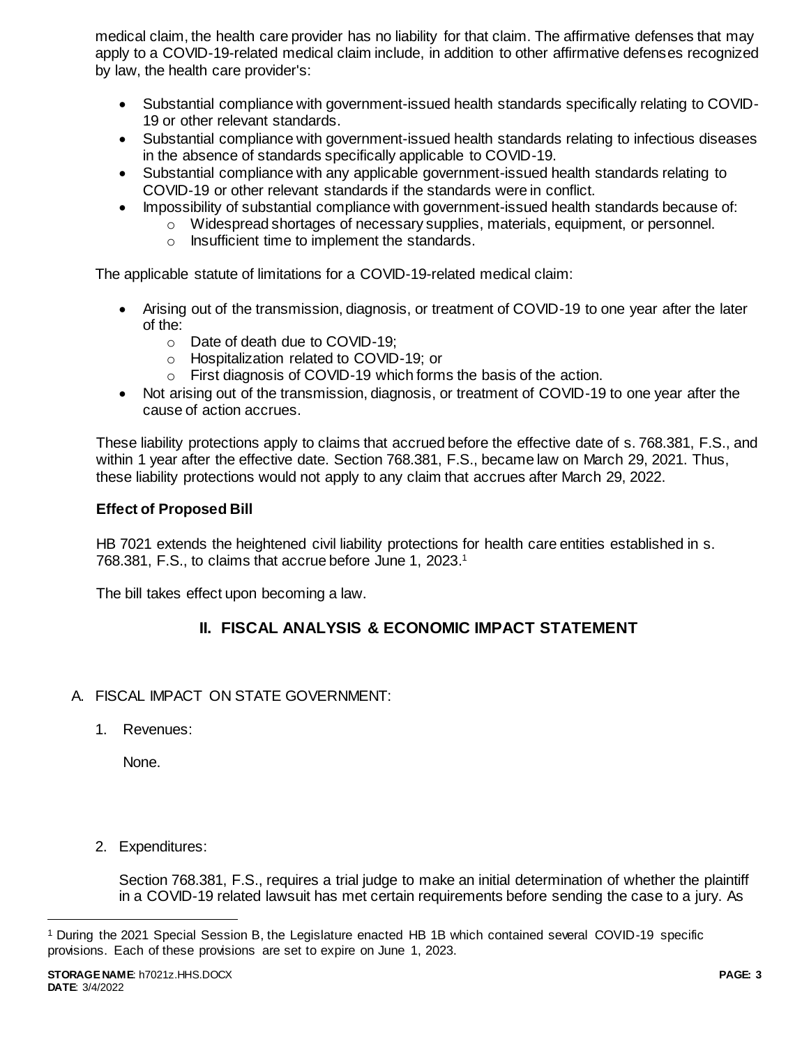medical claim, the health care provider has no liability for that claim. The affirmative defenses that may apply to a COVID-19-related medical claim include, in addition to other affirmative defenses recognized by law, the health care provider's:

- Substantial compliance with government-issued health standards specifically relating to COVID-19 or other relevant standards.
- Substantial compliance with government-issued health standards relating to infectious diseases in the absence of standards specifically applicable to COVID-19.
- Substantial compliance with any applicable government-issued health standards relating to COVID-19 or other relevant standards if the standards were in conflict.
- Impossibility of substantial compliance with government-issued health standards because of:
  - Widespread shortages of necessary supplies, materials, equipment, or personnel.
  - Insufficient time to implement the standards.

The applicable statute of limitations for a COVID-19-related medical claim:

- Arising out of the transmission, diagnosis, or treatment of COVID-19 to one year after the later of the:
  - Date of death due to COVID-19;
  - Hospitalization related to COVID-19; or
  - First diagnosis of COVID-19 which forms the basis of the action.
- Not arising out of the transmission, diagnosis, or treatment of COVID-19 to one year after the cause of action accrues.

These liability protections apply to claims that accrued before the effective date of s. 768.381, F.S., and within 1 year after the effective date. Section 768.381, F.S., became law on March 29, 2021. Thus, these liability protections would not apply to any claim that accrues after March 29, 2022.

**Effect of Proposed Bill**

HB 7021 extends the heightened civil liability protections for health care entities established in s. 768.381, F.S., to claims that accrue before June 1, 2023.[1]

The bill takes effect upon becoming a law.

## II. FISCAL ANALYSIS & ECONOMIC IMPACT STATEMENT

A. FISCAL IMPACT ON STATE GOVERNMENT:

1. Revenues:

   None.

2. Expenditures:

   Section 768.381, F.S., requires a trial judge to make an initial determination of whether the plaintiff in a COVID-19 related lawsuit has met certain requirements before sending the case to a jury. As

[1] During the 2021 Special Session B, the Legislature enacted HB 1B which contained several COVID-19 specific provisions. Each of these provisions are set to expire on June 1, 2023.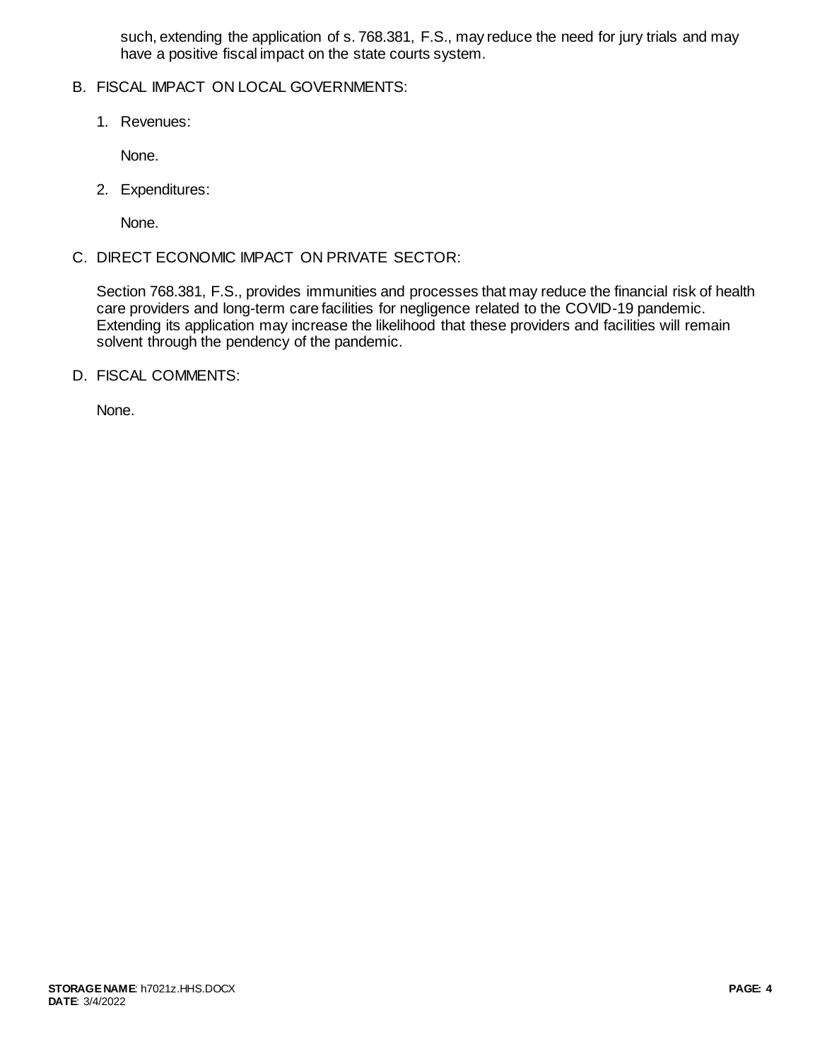such, extending the application of s. 768.381, F.S., may reduce the need for jury trials and may have a positive fiscal impact on the state courts system.

B. FISCAL IMPACT ON LOCAL GOVERNMENTS:

1. Revenues:

   None.

2. Expenditures:

   None.

C. DIRECT ECONOMIC IMPACT ON PRIVATE SECTOR:

Section 768.381, F.S., provides immunities and processes that may reduce the financial risk of health care providers and long-term care facilities for negligence related to the COVID-19 pandemic. Extending its application may increase the likelihood that these providers and facilities will remain solvent through the pendency of the pandemic.

D. FISCAL COMMENTS:

None.